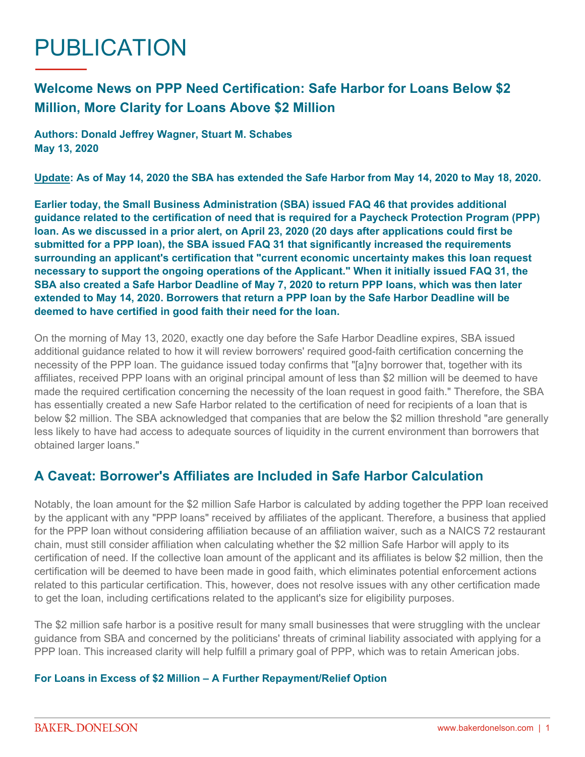# PUBLICATION

## Welcome News on PPP Need Certification: Safe Harbor for Loans Below $2 Million, More Clarity for Loans Above $2 Million

**Authors: Donald Jeffrey Wagner, Stuart M. Schabes**
**May 13, 2020**

**Update: As of May 14, 2020 the SBA has extended the Safe Harbor from May 14, 2020 to May 18, 2020.**

**Earlier today, the Small Business Administration (SBA) issued FAQ 46 that provides additional guidance related to the certification of need that is required for a Paycheck Protection Program (PPP) loan. As we discussed in a prior alert, on April 23, 2020 (20 days after applications could first be submitted for a PPP loan), the SBA issued FAQ 31 that significantly increased the requirements surrounding an applicant's certification that "current economic uncertainty makes this loan request necessary to support the ongoing operations of the Applicant." When it initially issued FAQ 31, the SBA also created a Safe Harbor Deadline of May 7, 2020 to return PPP loans, which was then later extended to May 14, 2020. Borrowers that return a PPP loan by the Safe Harbor Deadline will be deemed to have certified in good faith their need for the loan.**

On the morning of May 13, 2020, exactly one day before the Safe Harbor Deadline expires, SBA issued additional guidance related to how it will review borrowers' required good-faith certification concerning the necessity of the PPP loan. The guidance issued today confirms that "[a]ny borrower that, together with its affiliates, received PPP loans with an original principal amount of less than $2 million will be deemed to have made the required certification concerning the necessity of the loan request in good faith." Therefore, the SBA has essentially created a new Safe Harbor related to the certification of need for recipients of a loan that is below $2 million. The SBA acknowledged that companies that are below the $2 million threshold "are generally less likely to have had access to adequate sources of liquidity in the current environment than borrowers that obtained larger loans."

## A Caveat: Borrower's Affiliates are Included in Safe Harbor Calculation

Notably, the loan amount for the $2 million Safe Harbor is calculated by adding together the PPP loan received by the applicant with any "PPP loans" received by affiliates of the applicant. Therefore, a business that applied for the PPP loan without considering affiliation because of an affiliation waiver, such as a NAICS 72 restaurant chain, must still consider affiliation when calculating whether the $2 million Safe Harbor will apply to its certification of need. If the collective loan amount of the applicant and its affiliates is below $2 million, then the certification will be deemed to have been made in good faith, which eliminates potential enforcement actions related to this particular certification. This, however, does not resolve issues with any other certification made to get the loan, including certifications related to the applicant's size for eligibility purposes.

The $2 million safe harbor is a positive result for many small businesses that were struggling with the unclear guidance from SBA and concerned by the politicians' threats of criminal liability associated with applying for a PPP loan. This increased clarity will help fulfill a primary goal of PPP, which was to retain American jobs.

### For Loans in Excess of $2 Million – A Further Repayment/Relief Option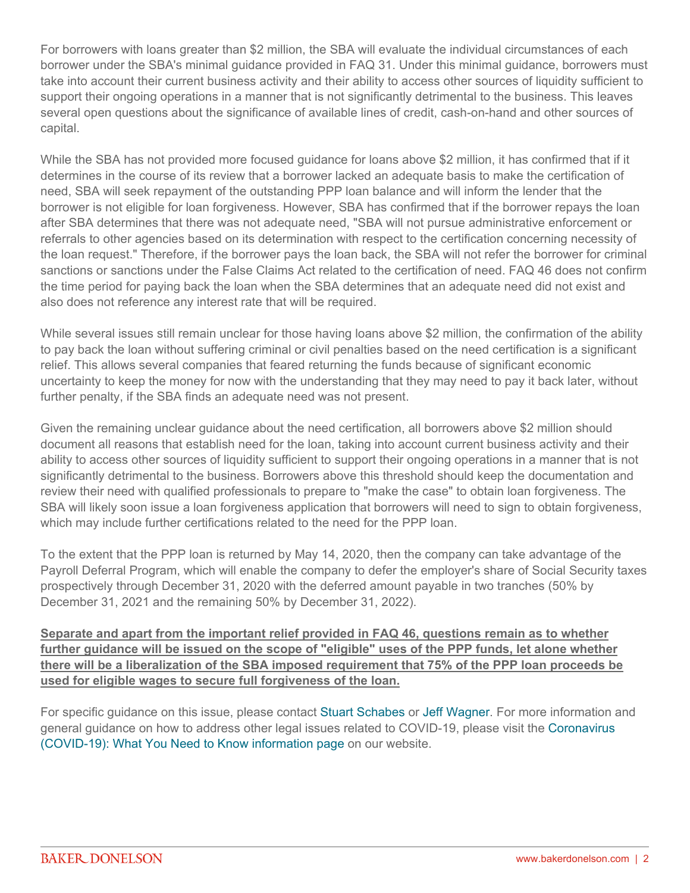For borrowers with loans greater than $2 million, the SBA will evaluate the individual circumstances of each borrower under the SBA's minimal guidance provided in FAQ 31. Under this minimal guidance, borrowers must take into account their current business activity and their ability to access other sources of liquidity sufficient to support their ongoing operations in a manner that is not significantly detrimental to the business. This leaves several open questions about the significance of available lines of credit, cash-on-hand and other sources of capital.

While the SBA has not provided more focused guidance for loans above $2 million, it has confirmed that if it determines in the course of its review that a borrower lacked an adequate basis to make the certification of need, SBA will seek repayment of the outstanding PPP loan balance and will inform the lender that the borrower is not eligible for loan forgiveness. However, SBA has confirmed that if the borrower repays the loan after SBA determines that there was not adequate need, "SBA will not pursue administrative enforcement or referrals to other agencies based on its determination with respect to the certification concerning necessity of the loan request." Therefore, if the borrower pays the loan back, the SBA will not refer the borrower for criminal sanctions or sanctions under the False Claims Act related to the certification of need. FAQ 46 does not confirm the time period for paying back the loan when the SBA determines that an adequate need did not exist and also does not reference any interest rate that will be required.

While several issues still remain unclear for those having loans above $2 million, the confirmation of the ability to pay back the loan without suffering criminal or civil penalties based on the need certification is a significant relief. This allows several companies that feared returning the funds because of significant economic uncertainty to keep the money for now with the understanding that they may need to pay it back later, without further penalty, if the SBA finds an adequate need was not present.

Given the remaining unclear guidance about the need certification, all borrowers above $2 million should document all reasons that establish need for the loan, taking into account current business activity and their ability to access other sources of liquidity sufficient to support their ongoing operations in a manner that is not significantly detrimental to the business. Borrowers above this threshold should keep the documentation and review their need with qualified professionals to prepare to "make the case" to obtain loan forgiveness. The SBA will likely soon issue a loan forgiveness application that borrowers will need to sign to obtain forgiveness, which may include further certifications related to the need for the PPP loan.

To the extent that the PPP loan is returned by May 14, 2020, then the company can take advantage of the Payroll Deferral Program, which will enable the company to defer the employer's share of Social Security taxes prospectively through December 31, 2020 with the deferred amount payable in two tranches (50% by December 31, 2021 and the remaining 50% by December 31, 2022).

**Separate and apart from the important relief provided in FAQ 46, questions remain as to whether further guidance will be issued on the scope of "eligible" uses of the PPP funds, let alone whether there will be a liberalization of the SBA imposed requirement that 75% of the PPP loan proceeds be used for eligible wages to secure full forgiveness of the loan.**

For specific guidance on this issue, please contact Stuart Schabes or Jeff Wagner. For more information and general guidance on how to address other legal issues related to COVID-19, please visit the Coronavirus (COVID-19): What You Need to Know information page on our website.